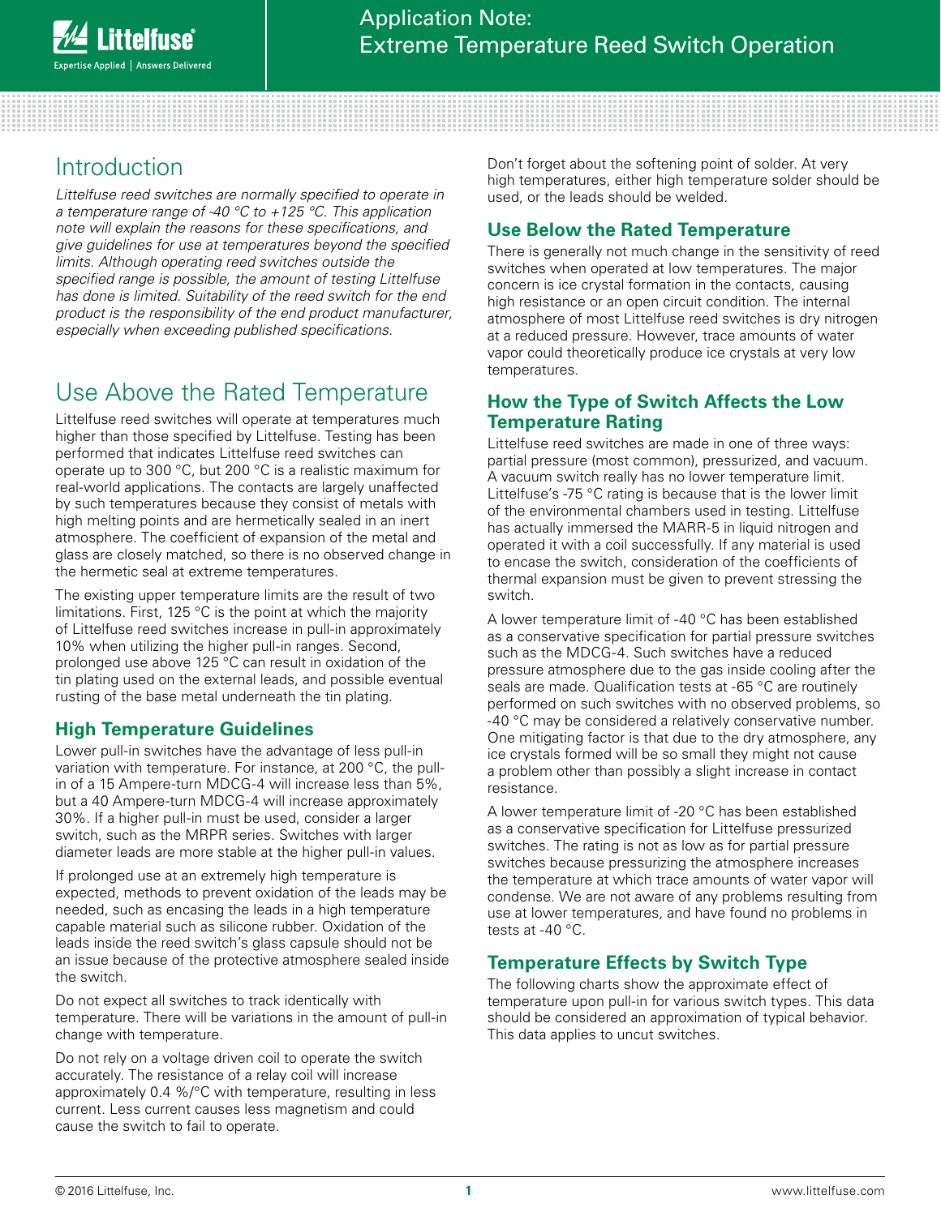# Application Note: Extreme Temperature Reed Switch Operation

## Introduction

*Littelfuse reed switches are normally specified to operate in a temperature range of -40 °C to +125 °C. This application note will explain the reasons for these specifications, and give guidelines for use at temperatures beyond the specified limits. Although operating reed switches outside the specified range is possible, the amount of testing Littelfuse has done is limited. Suitability of the reed switch for the end product is the responsibility of the end product manufacturer, especially when exceeding published specifications.*

## Use Above the Rated Temperature

Littelfuse reed switches will operate at temperatures much higher than those specified by Littelfuse. Testing has been performed that indicates Littelfuse reed switches can operate up to 300 °C, but 200 °C is a realistic maximum for real-world applications. The contacts are largely unaffected by such temperatures because they consist of metals with high melting points and are hermetically sealed in an inert atmosphere. The coefficient of expansion of the metal and glass are closely matched, so there is no observed change in the hermetic seal at extreme temperatures.

The existing upper temperature limits are the result of two limitations. First, 125 °C is the point at which the majority of Littelfuse reed switches increase in pull-in approximately 10% when utilizing the higher pull-in ranges. Second, prolonged use above 125 °C can result in oxidation of the tin plating used on the external leads, and possible eventual rusting of the base metal underneath the tin plating.

### High Temperature Guidelines

Lower pull-in switches have the advantage of less pull-in variation with temperature. For instance, at 200 °C, the pull-in of a 15 Ampere-turn MDCG-4 will increase less than 5%, but a 40 Ampere-turn MDCG-4 will increase approximately 30%. If a higher pull-in must be used, consider a larger switch, such as the MRPR series. Switches with larger diameter leads are more stable at the higher pull-in values.

If prolonged use at an extremely high temperature is expected, methods to prevent oxidation of the leads may be needed, such as encasing the leads in a high temperature capable material such as silicone rubber. Oxidation of the leads inside the reed switch's glass capsule should not be an issue because of the protective atmosphere sealed inside the switch.

Do not expect all switches to track identically with temperature. There will be variations in the amount of pull-in change with temperature.

Do not rely on a voltage driven coil to operate the switch accurately. The resistance of a relay coil will increase approximately 0.4 %/°C with temperature, resulting in less current. Less current causes less magnetism and could cause the switch to fail to operate.

Don't forget about the softening point of solder. At very high temperatures, either high temperature solder should be used, or the leads should be welded.

### Use Below the Rated Temperature

There is generally not much change in the sensitivity of reed switches when operated at low temperatures. The major concern is ice crystal formation in the contacts, causing high resistance or an open circuit condition. The internal atmosphere of most Littelfuse reed switches is dry nitrogen at a reduced pressure. However, trace amounts of water vapor could theoretically produce ice crystals at very low temperatures.

### How the Type of Switch Affects the Low Temperature Rating

Littelfuse reed switches are made in one of three ways: partial pressure (most common), pressurized, and vacuum. A vacuum switch really has no lower temperature limit. Littelfuse's -75 °C rating is because that is the lower limit of the environmental chambers used in testing. Littelfuse has actually immersed the MARR-5 in liquid nitrogen and operated it with a coil successfully. If any material is used to encase the switch, consideration of the coefficients of thermal expansion must be given to prevent stressing the switch.

A lower temperature limit of -40 °C has been established as a conservative specification for partial pressure switches such as the MDCG-4. Such switches have a reduced pressure atmosphere due to the gas inside cooling after the seals are made. Qualification tests at -65 °C are routinely performed on such switches with no observed problems, so -40 °C may be considered a relatively conservative number. One mitigating factor is that due to the dry atmosphere, any ice crystals formed will be so small they might not cause a problem other than possibly a slight increase in contact resistance.

A lower temperature limit of -20 °C has been established as a conservative specification for Littelfuse pressurized switches. The rating is not as low as for partial pressure switches because pressurizing the atmosphere increases the temperature at which trace amounts of water vapor will condense. We are not aware of any problems resulting from use at lower temperatures, and have found no problems in tests at -40 °C.

### Temperature Effects by Switch Type

The following charts show the approximate effect of temperature upon pull-in for various switch types. This data should be considered an approximation of typical behavior. This data applies to uncut switches.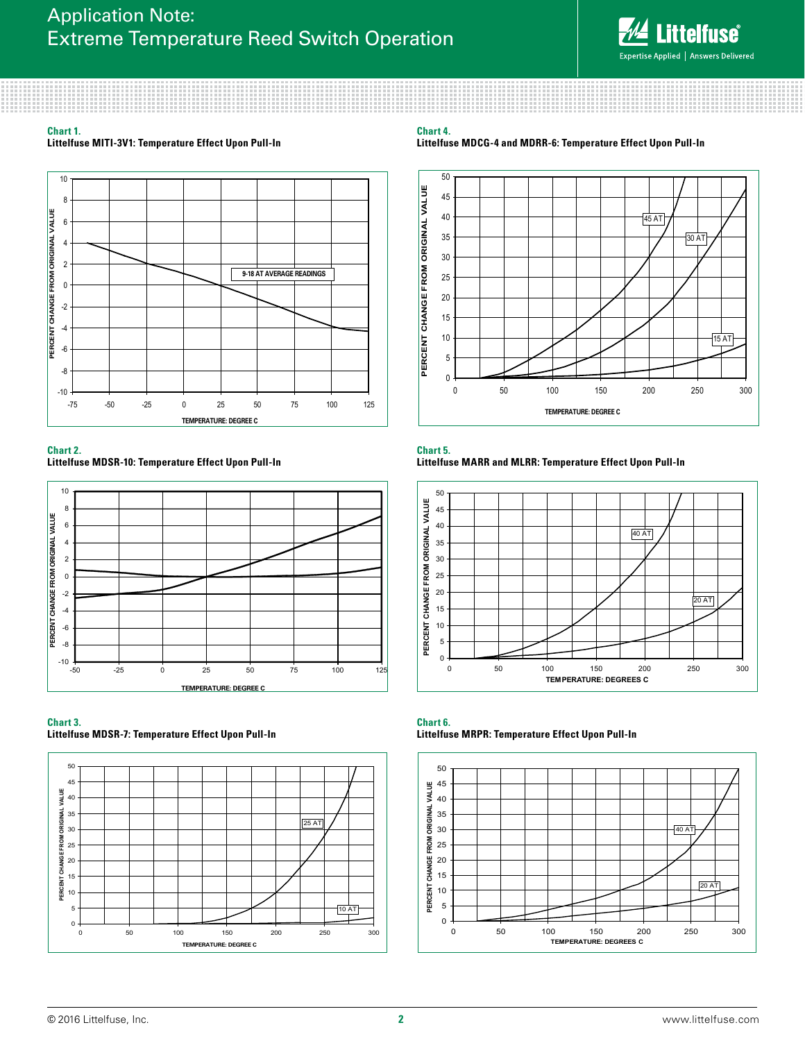**Chart 1.**
**Littelfuse MITI-3V1: Temperature Effect Upon Pull-In**

**Chart 2.**
**Littelfuse MDSR-10: Temperature Effect Upon Pull-In**

**Chart 3.**
**Littelfuse MDSR-7: Temperature Effect Upon Pull-In**

**Chart 4.**
**Littelfuse MDCG-4 and MDRR-6: Temperature Effect Upon Pull-In**

**Chart 5.**
**Littelfuse MARR and MLRR: Temperature Effect Upon Pull-In**

**Chart 6.**
**Littelfuse MRPR: Temperature Effect Upon Pull-In**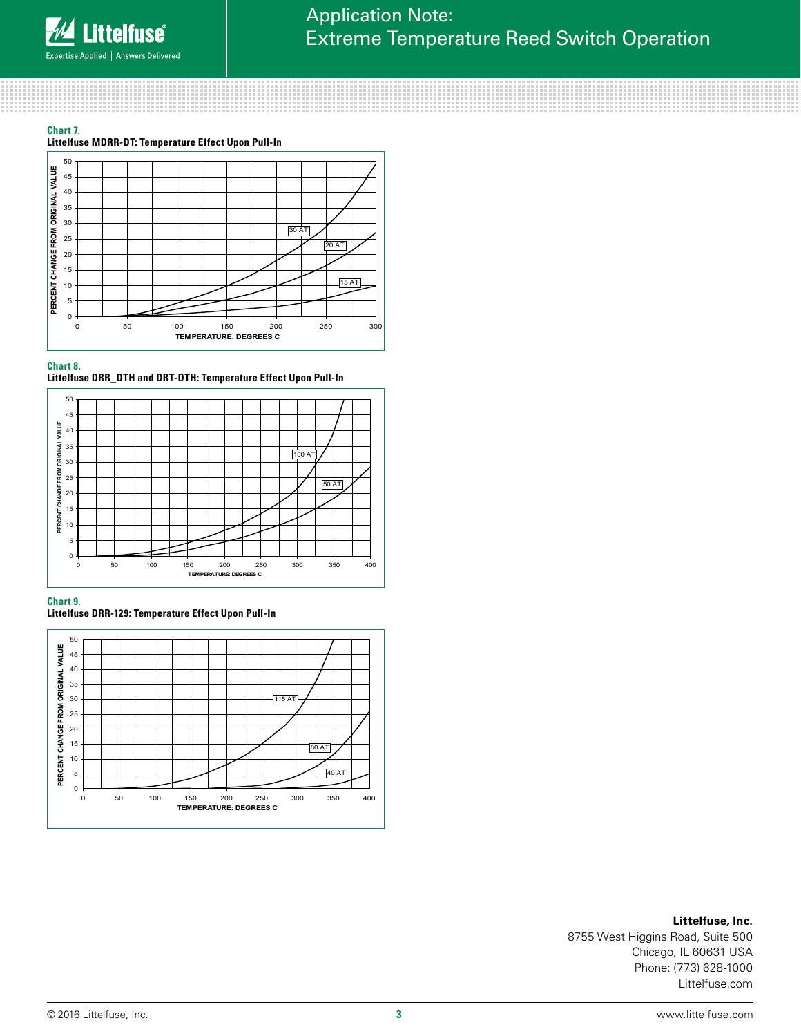**Chart 7.**
**Littelfuse MDRR-DT: Temperature Effect Upon Pull-In**

PERCENT CHANGE FROM ORIGINAL VALUE
50
45
40
35
30
25
20
15
10
5
0
0 50 100 150 200 250 300
TEMPERATURE: DEGREES C
30 AT
20 AT
15 AT

**Chart 8.**
**Littelfuse DRR_DTH and DRT-DTH: Temperature Effect Upon Pull-In**

PERCENT CHANGE FROM ORIGINAL VALUE
50
45
40
35
30
25
20
15
10
5
0
0 50 100 150 200 250 300 350 400
TEMPERATURE: DEGREES C
100 AT
50 AT

**Chart 9.**
**Littelfuse DRR-129: Temperature Effect Upon Pull-In**

PERCENT CHANGE FROM ORIGINAL VALUE
50
45
40
35
30
25
20
15
10
5
0
0 50 100 150 200 250 300 350 400
TEMPERATURE: DEGREES C
115 AT
80 AT
40 AT

**Littelfuse, Inc.**
8755 West Higgins Road, Suite 500
Chicago, IL 60631 USA
Phone: (773) 628-1000
Littelfuse.com

© 2016 Littelfuse, Inc.